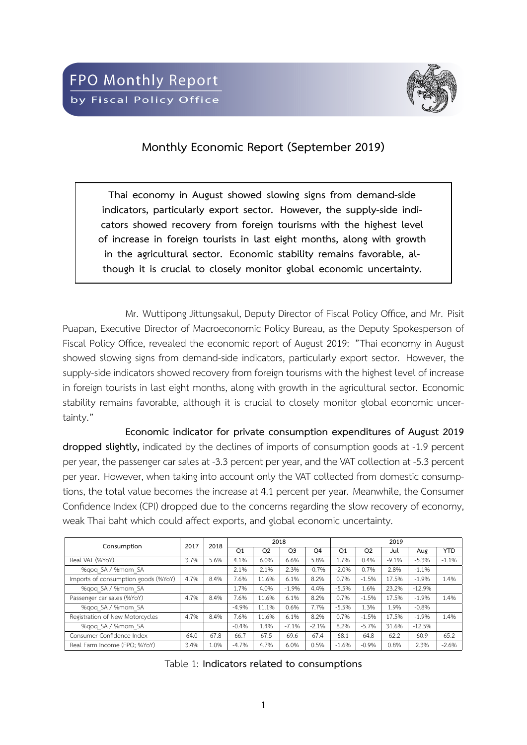# FPO Monthly Report

by Fiscal Policy Office

## Monthly Economic Report (September 2019)

**Thai economy in August showed slowing signs from demand-side indicators, particularly export sector. However, the supply-side indicators showed recovery from foreign tourisms with the highest level of increase in foreign tourists in last eight months, along with growth in the agricultural sector. Economic stability remains favorable, although it is crucial to closely monitor global economic uncertainty.**

Mr. Wuttipong Jittungsakul, Deputy Director of Fiscal Policy Office, and Mr. Pisit Puapan, Executive Director of Macroeconomic Policy Bureau, as the Deputy Spokesperson of Fiscal Policy Office, revealed the economic report of August 2019: "Thai economy in August showed slowing signs from demand-side indicators, particularly export sector. However, the supply-side indicators showed recovery from foreign tourisms with the highest level of increase in foreign tourists in last eight months, along with growth in the agricultural sector. Economic stability remains favorable, although it is crucial to closely monitor global economic uncertainty."

**Economic indicator for private consumption expenditures of August 2019 dropped slightly,** indicated by the declines of imports of consumption goods at -1.9 percent per year, the passenger car sales at -3.3 percent per year, and the VAT collection at -5.3 percent per year. However, when taking into account only the VAT collected from domestic consumptions, the total value becomes the increase at 4.1 percent per year. Meanwhile, the Consumer Confidence Index (CPI) dropped due to the concerns regarding the slow recovery of economy, weak Thai baht which could affect exports, and global economic uncertainty.

| Consumption | 2017 | 2018 | 2018 | | | | 2019 | | | | |
|---|---|---|---|---|---|---|---|---|---|---|---|
| | | | Q1 | Q2 | Q3 | Q4 | Q1 | Q2 | Jul | Aug | YTD |
| Real VAT (%YoY) | 3.7% | 5.6% | 4.1% | 6.0% | 6.6% | 5.8% | 1.7% | 0.4% | -9.1% | -5.3% | -1.1% |
| %qoq_SA / %mom_SA | | | 2.1% | 2.1% | 2.3% | -0.7% | -2.0% | 0.7% | 2.8% | -1.1% | |
| Imports of consumption goods (%YoY) | 4.7% | 8.4% | 7.6% | 11.6% | 6.1% | 8.2% | 0.7% | -1.5% | 17.5% | -1.9% | 1.4% |
| %qoq_SA / %mom_SA | | | 1.7% | 4.0% | -1.9% | 4.4% | -5.5% | 1.6% | 23.2% | -12.9% | |
| Passenger car sales (%YoY) | 4.7% | 8.4% | 7.6% | 11.6% | 6.1% | 8.2% | 0.7% | -1.5% | 17.5% | -1.9% | 1.4% |
| %qoq_SA / %mom_SA | | | -4.9% | 11.1% | 0.6% | 7.7% | -5.5% | 1.3% | 1.9% | -0.8% | |
| Registration of New Motorcycles | 4.7% | 8.4% | 7.6% | 11.6% | 6.1% | 8.2% | 0.7% | -1.5% | 17.5% | -1.9% | 1.4% |
| %qoq_SA / %mom_SA | | | -0.4% | 1.4% | -7.1% | -2.1% | 8.2% | -5.7% | 31.6% | -12.5% | |
| Consumer Confidence Index | 64.0 | 67.8 | 66.7 | 67.5 | 69.6 | 67.4 | 68.1 | 64.8 | 62.2 | 60.9 | 65.2 |
| Real Farm Income (FPO; %YoY) | 3.4% | 1.0% | -4.7% | 4.7% | 6.0% | 0.5% | -1.6% | -0.9% | 0.8% | 2.3% | -2.6% |

Table 1: **Indicators related to consumptions**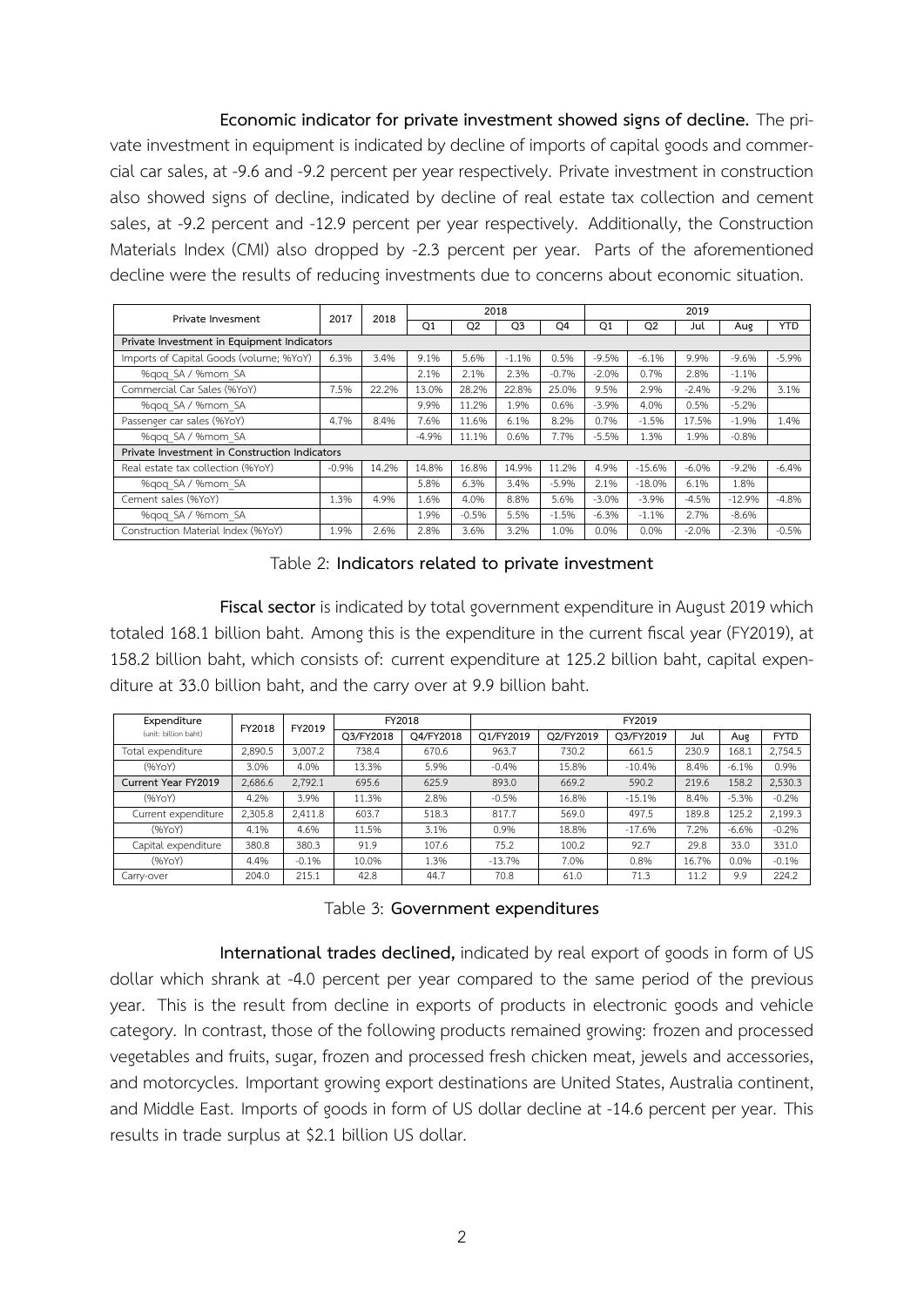**Economic indicator for private investment showed signs of decline.** The private investment in equipment is indicated by decline of imports of capital goods and commercial car sales, at -9.6 and -9.2 percent per year respectively. Private investment in construction also showed signs of decline, indicated by decline of real estate tax collection and cement sales, at -9.2 percent and -12.9 percent per year respectively. Additionally, the Construction Materials Index (CMI) also dropped by -2.3 percent per year. Parts of the aforementioned decline were the results of reducing investments due to concerns about economic situation.

| Private Invesment | 2017 | 2018 | 2018 | | | | 2019 | | | | |
|---|---|---|---|---|---|---|---|---|---|---|---|
| | | | Q1 | Q2 | Q3 | Q4 | Q1 | Q2 | Jul | Aug | YTD |
| **Private Investment in Equipment Indicators** | | | | | | | | | | | |
| Imports of Capital Goods (volume; %YoY) | 6.3% | 3.4% | 9.1% | 5.6% | -1.1% | 0.5% | -9.5% | -6.1% | 9.9% | -9.6% | -5.9% |
| %qoq_SA / %mom_SA | | | 2.1% | 2.1% | 2.3% | -0.7% | -2.0% | 0.7% | 2.8% | -1.1% | |
| Commercial Car Sales (%YoY) | 7.5% | 22.2% | 13.0% | 28.2% | 22.8% | 25.0% | 9.5% | 2.9% | -2.4% | -9.2% | 3.1% |
| %qoq_SA / %mom_SA | | | 9.9% | 11.2% | 1.9% | 0.6% | -3.9% | 4.0% | 0.5% | -5.2% | |
| Passenger car sales (%YoY) | 4.7% | 8.4% | 7.6% | 11.6% | 6.1% | 8.2% | 0.7% | -1.5% | 17.5% | -1.9% | 1.4% |
| %qoq_SA / %mom_SA | | | -4.9% | 11.1% | 0.6% | 7.7% | -5.5% | 1.3% | 1.9% | -0.8% | |
| **Private Investment in Construction Indicators** | | | | | | | | | | | |
| Real estate tax collection (%YoY) | -0.9% | 14.2% | 14.8% | 16.8% | 14.9% | 11.2% | 4.9% | -15.6% | -6.0% | -9.2% | -6.4% |
| %qoq_SA / %mom_SA | | | 5.8% | 6.3% | 3.4% | -5.9% | 2.1% | -18.0% | 6.1% | 1.8% | |
| Cement sales (%YoY) | 1.3% | 4.9% | 1.6% | 4.0% | 8.8% | 5.6% | -3.0% | -3.9% | -4.5% | -12.9% | -4.8% |
| %qoq_SA / %mom_SA | | | 1.9% | -0.5% | 5.5% | -1.5% | -6.3% | -1.1% | 2.7% | -8.6% | |
| Construction Material Index (%YoY) | 1.9% | 2.6% | 2.8% | 3.6% | 3.2% | 1.0% | 0.0% | 0.0% | -2.0% | -2.3% | -0.5% |

Table 2: **Indicators related to private investment**

**Fiscal sector** is indicated by total government expenditure in August 2019 which totaled 168.1 billion baht. Among this is the expenditure in the current fiscal year (FY2019), at 158.2 billion baht, which consists of: current expenditure at 125.2 billion baht, capital expenditure at 33.0 billion baht, and the carry over at 9.9 billion baht.

| Expenditure (unit: billion baht) | FY2018 | FY2019 | FY2018 | | FY2019 | | | | | |
|---|---|---|---|---|---|---|---|---|---|---|
| | | | Q3/FY2018 | Q4/FY2018 | Q1/FY2019 | Q2/FY2019 | Q3/FY2019 | Jul | Aug | FYTD |
| Total expenditure | 2,890.5 | 3,007.2 | 738.4 | 670.6 | 963.7 | 730.2 | 661.5 | 230.9 | 168.1 | 2,754.5 |
| (%YoY) | 3.0% | 4.0% | 13.3% | 5.9% | -0.4% | 15.8% | -10.4% | 8.4% | -6.1% | 0.9% |
| **Current Year FY2019** | 2,686.6 | 2,792.1 | 695.6 | 625.9 | 893.0 | 669.2 | 590.2 | 219.6 | 158.2 | 2,530.3 |
| (%YoY) | 4.2% | 3.9% | 11.3% | 2.8% | -0.5% | 16.8% | -15.1% | 8.4% | -5.3% | -0.2% |
| Current expenditure | 2,305.8 | 2,411.8 | 603.7 | 518.3 | 817.7 | 569.0 | 497.5 | 189.8 | 125.2 | 2,199.3 |
| (%YoY) | 4.1% | 4.6% | 11.5% | 3.1% | 0.9% | 18.8% | -17.6% | 7.2% | -6.6% | -0.2% |
| Capital expenditure | 380.8 | 380.3 | 91.9 | 107.6 | 75.2 | 100.2 | 92.7 | 29.8 | 33.0 | 331.0 |
| (%YoY) | 4.4% | -0.1% | 10.0% | 1.3% | -13.7% | 7.0% | 0.8% | 16.7% | 0.0% | -0.1% |
| Carry-over | 204.0 | 215.1 | 42.8 | 44.7 | 70.8 | 61.0 | 71.3 | 11.2 | 9.9 | 224.2 |

Table 3: **Government expenditures**

**International trades declined,** indicated by real export of goods in form of US dollar which shrank at -4.0 percent per year compared to the same period of the previous year. This is the result from decline in exports of products in electronic goods and vehicle category. In contrast, those of the following products remained growing: frozen and processed vegetables and fruits, sugar, frozen and processed fresh chicken meat, jewels and accessories, and motorcycles. Important growing export destinations are United States, Australia continent, and Middle East. Imports of goods in form of US dollar decline at -14.6 percent per year. This results in trade surplus at $2.1 billion US dollar.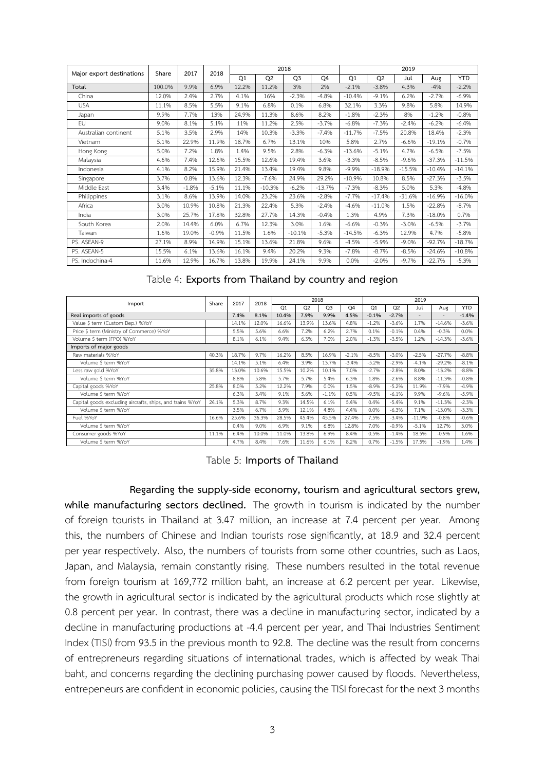| Major export destinations | Share | 2017 | 2018 | 2018 | | | | 2019 | | | | |
|---|---|---|---|---|---|---|---|---|---|---|---|---|
| | | | | Q1 | Q2 | Q3 | Q4 | Q1 | Q2 | Jul | Aug | YTD |
| Total | 100.0% | 9.9% | 6.9% | 12.2% | 11.2% | 3% | 2% | -2.1% | -3.8% | 4.3% | -4% | -2.2% |
| China | 12.0% | 2.4% | 2.7% | 4.1% | 16% | -2.3% | -4.8% | -10.4% | -9.1% | 6.2% | -2.7% | -6.9% |
| USA | 11.1% | 8.5% | 5.5% | 9.1% | 6.8% | 0.1% | 6.8% | 32.1% | 3.3% | 9.8% | 5.8% | 14.9% |
| Japan | 9.9% | 7.7% | 13% | 24.9% | 11.3% | 8.6% | 8.2% | -1.8% | -2.3% | 8% | -1.2% | -0.8% |
| EU | 9.0% | 8.1% | 5.1% | 11% | 11.2% | 2.5% | -3.7% | -6.8% | -7.3% | -2.4% | -6.2% | -6.4% |
| Australian continent | 5.1% | 3.5% | 2.9% | 14% | 10.3% | -3.3% | -7.4% | -11.7% | -7.5% | 20.8% | 18.4% | -2.3% |
| Vietnam | 5.1% | 22.9% | 11.9% | 18.7% | 6.7% | 13.1% | 10% | 5.8% | 2.7% | -6.6% | -19.1% | -0.7% |
| Hong Kong | 5.0% | 7.2% | 1.8% | 1.4% | 9.5% | 2.8% | -6.3% | -13.6% | -5.1% | 4.7% | -6.5% | -7.5% |
| Malaysia | 4.6% | 7.4% | 12.6% | 15.5% | 12.6% | 19.4% | 3.6% | -3.3% | -8.5% | -9.6% | -37.3% | -11.5% |
| Indonesia | 4.1% | 8.2% | 15.9% | 21.4% | 13.4% | 19.4% | 9.8% | -9.9% | -18.9% | -15.5% | -10.4% | -14.1% |
| Singapore | 3.7% | 0.8% | 13.6% | 12.3% | -7.6% | 24.9% | 29.2% | -10.9% | 10.8% | 8.5% | -27.3% | -3.5% |
| Middle East | 3.4% | -1.8% | -5.1% | 11.1% | -10.3% | -6.2% | -13.7% | -7.3% | -8.3% | 5.0% | 5.3% | -4.8% |
| Philippines | 3.1% | 8.6% | 13.9% | 14.0% | 23.2% | 23.6% | -2.8% | -7.7% | -17.4% | -31.6% | -16.9% | -16.0% |
| Africa | 3.0% | 10.9% | 10.8% | 21.3% | 22.4% | 5.3% | -2.4% | -4.6% | -11.0% | 1.5% | -22.8% | -8.7% |
| India | 3.0% | 25.7% | 17.8% | 32.8% | 27.7% | 14.3% | -0.4% | 1.3% | 4.9% | 7.3% | -18.0% | 0.7% |
| South Korea | 2.0% | 14.4% | 6.0% | 6.7% | 12.3% | 3.0% | 1.6% | -6.6% | -0.3% | -3.0% | -6.5% | -3.7% |
| Taiwan | 1.6% | 19.0% | -0.9% | 11.5% | 1.6% | -10.1% | -5.3% | -14.5% | -6.3% | 12.9% | 4.7% | -5.8% |
| PS. ASEAN-9 | 27.1% | 8.9% | 14.9% | 15.1% | 13.6% | 21.8% | 9.6% | -4.5% | -5.9% | -9.0% | -92.7% | -18.7% |
| PS. ASEAN-5 | 15.5% | 6.1% | 13.6% | 16.1% | 9.4% | 20.2% | 9.3% | -7.8% | -8.7% | -8.5% | -24.6% | -10.8% |
| PS. Indochina-4 | 11.6% | 12.9% | 16.7% | 13.8% | 19.9% | 24.1% | 9.9% | 0.0% | -2.0% | -9.7% | -22.7% | -5.3% |

Table 4: **Exports from Thailand by country and region**

| Import | Share | 2017 | 2018 | 2018 | | | | 2019 | | | | |
|---|---|---|---|---|---|---|---|---|---|---|---|---|
| | | | | Q1 | Q2 | Q3 | Q4 | Q1 | Q2 | Jul | Aug | YTD |
| **Real imports of goods** | | **7.4%** | **8.1%** | **10.4%** | **7.9%** | **9.9%** | **4.5%** | **-0.1%** | **-2.7%** | - | - | **-1.4%** |
| Value $ term (Custom Dep.) %YoY | | 14.1% | 12.0% | 16.6% | 13.9% | 13.6% | 4.8% | -1.2% | -3.6% | 1.7% | -14.6% | -3.6% |
| Price $ term (Ministry of Commerce) %YoY | | 5.5% | 5.6% | 6.6% | 7.2% | 6.2% | 2.7% | 0.1% | -0.1% | 0.4% | -0.3% | 0.0% |
| Volume $ term (FPO) %YoY | | 8.1% | 6.1% | 9.4% | 6.3% | 7.0% | 2.0% | -1.3% | -3.5% | 1.2% | -14.3% | -3.6% |
| **Imports of major goods** | | | | | | | | | | | | |
| Raw materials %YoY | 40.3% | 18.7% | 9.7% | 16.2% | 8.5% | 16.9% | -2.1% | -8.5% | -3.0% | -2.5% | -27.7% | -8.8% |
| Volume $ term %YoY | | 14.1% | 5.1% | 6.4% | 3.9% | 13.7% | -3.4% | -5.2% | -2.9% | -4.1% | -29.2% | -8.1% |
| Less raw gold %YoY | 35.8% | 13.0% | 10.6% | 15.5% | 10.2% | 10.1% | 7.0% | -2.7% | -2.8% | 8.0% | -13.2% | -8.8% |
| Volume $ term %YoY | | 8.8% | 5.8% | 5.7% | 5.7% | 5.4% | 6.3% | 1.8% | -2.6% | 8.8% | -11.3% | -0.8% |
| Capital goods %YoY | 25.8% | 8.0% | 5.2% | 12.2% | 7.9% | 0.0% | 1.5% | -8.9% | -5.2% | 11.9% | -7.9% | -4.9% |
| Volume $ term %YoY | | 6.3% | 3.4% | 9.1% | 5.6% | -1.1% | 0.5% | -9.5% | -6.1% | 9.9% | -9.6% | -5.9% |
| Capital goods excluding aircrafts, ships, and trains %YoY | 24.1% | 5.3% | 8.7% | 9.3% | 14.5% | 6.1% | 5.4% | 0.4% | -5.4% | 9.1% | -11.3% | -2.3% |
| Volume $ term %YoY | | 3.5% | 6.7% | 5.9% | 12.1% | 4.8% | 4.4% | 0.0% | -6.3% | 7.1% | -13.0% | -3.3% |
| Fuel %YoY | 16.6% | 25.6% | 36.3% | 28.5% | 45.4% | 45.5% | 27.4% | 7.5% | -3.4% | -11.9% | -0.8% | -0.6% |
| Volume $ term %YoY | | 0.4% | 9.0% | 6.9% | 9.1% | 6.8% | 12.8% | 7.0% | -0.9% | -5.1% | 12.7% | 3.0% |
| Consumer goods %YoY | 11.1% | 6.4% | 10.0% | 11.0% | 13.8% | 6.9% | 8.4% | 0.5% | -1.4% | 18.5% | -0.9% | 1.6% |
| Volume $ term %YoY | | 4.7% | 8.4% | 7.6% | 11.6% | 6.1% | 8.2% | 0.7% | -1.5% | 17.5% | -1.9% | 1.4% |

Table 5: **Imports of Thailand**

**Regarding the supply-side economy, tourism and agricultural sectors grew, while manufacturing sectors declined.** The growth in tourism is indicated by the number of foreign tourists in Thailand at 3.47 million, an increase at 7.4 percent per year. Among this, the numbers of Chinese and Indian tourists rose significantly, at 18.9 and 32.4 percent per year respectively. Also, the numbers of tourists from some other countries, such as Laos, Japan, and Malaysia, remain constantly rising. These numbers resulted in the total revenue from foreign tourism at 169,772 million baht, an increase at 6.2 percent per year. Likewise, the growth in agricultural sector is indicated by the agricultural products which rose slightly at 0.8 percent per year. In contrast, there was a decline in manufacturing sector, indicated by a decline in manufacturing productions at -4.4 percent per year, and Thai Industries Sentiment Index (TISI) from 93.5 in the previous month to 92.8. The decline was the result from concerns of entrepreneurs regarding situations of international trades, which is affected by weak Thai baht, and concerns regarding the declining purchasing power caused by floods. Nevertheless, entrepeneurs are confident in economic policies, causing the TISI forecast for the next 3 months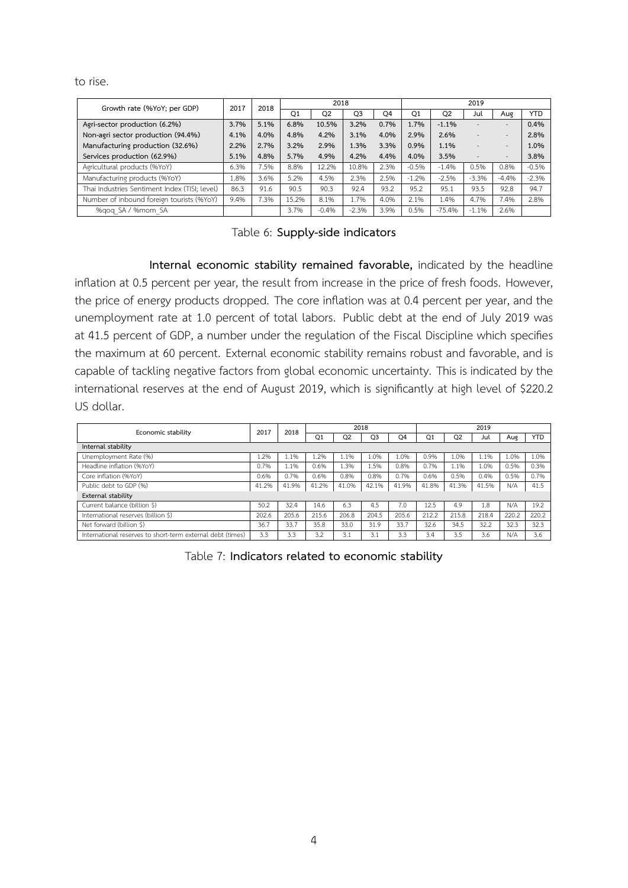to rise.

| Growth rate (%YoY; per GDP) | 2017 | 2018 | 2018 | | | | 2019 | | | | |
|---|---|---|---|---|---|---|---|---|---|---|---|
| | | | Q1 | Q2 | Q3 | Q4 | Q1 | Q2 | Jul | Aug | YTD |
| **Agri-sector production (6.2%)** | **3.7%** | **5.1%** | **6.8%** | **10.5%** | **3.2%** | **0.7%** | **1.7%** | **-1.1%** | - | - | **0.4%** |
| **Non-agri sector production (94.4%)** | **4.1%** | **4.0%** | **4.8%** | **4.2%** | **3.1%** | **4.0%** | **2.9%** | **2.6%** | - | - | **2.8%** |
| **Manufacturing production (32.6%)** | **2.2%** | **2.7%** | **3.2%** | **2.9%** | **1.3%** | **3.3%** | **0.9%** | **1.1%** | - | - | **1.0%** |
| **Services production (62.9%)** | **5.1%** | **4.8%** | **5.7%** | **4.9%** | **4.2%** | **4.4%** | **4.0%** | **3.5%** | - | - | **3.8%** |
| Agricultural products (%YoY) | 6.3% | 7.5% | 8.8% | 12.2% | 10.8% | 2.3% | -0.5% | -1.4% | 0.5% | 0.8% | -0.5% |
| Manufacturing products (%YoY) | 1.8% | 3.6% | 5.2% | 4.5% | 2.3% | 2.5% | -1.2% | -2.5% | -3.3% | -4.4% | -2.3% |
| Thai Industries Sentiment Index (TISI; level) | 86.3 | 91.6 | 90.5 | 90.3 | 92.4 | 93.2 | 95.2 | 95.1 | 93.5 | 92.8 | 94.7 |
| Number of inbound foreign tourists (%YoY) | 9.4% | 7.3% | 15.2% | 8.1% | 1.7% | 4.0% | 2.1% | 1.4% | 4.7% | 7.4% | 2.8% |
| %qoq_SA / %mom_SA | | | 3.7% | -0.4% | -2.3% | 3.9% | 0.5% | -75.4% | -1.1% | 2.6% | |

Table 6: **Supply-side indicators**

**Internal economic stability remained favorable,** indicated by the headline inflation at 0.5 percent per year, the result from increase in the price of fresh foods. However, the price of energy products dropped. The core inflation was at 0.4 percent per year, and the unemployment rate at 1.0 percent of total labors. Public debt at the end of July 2019 was at 41.5 percent of GDP, a number under the regulation of the Fiscal Discipline which specifies the maximum at 60 percent. External economic stability remains robust and favorable, and is capable of tackling negative factors from global economic uncertainty. This is indicated by the international reserves at the end of August 2019, which is significantly at high level of $220.2 US dollar.

| Economic stability | 2017 | 2018 | 2018 | | | | 2019 | | | | |
|---|---|---|---|---|---|---|---|---|---|---|---|
| | | | Q1 | Q2 | Q3 | Q4 | Q1 | Q2 | Jul | Aug | YTD |
| **Internal stability** | | | | | | | | | | | |
| Unemployment Rate (%) | 1.2% | 1.1% | 1.2% | 1.1% | 1.0% | 1.0% | 0.9% | 1.0% | 1.1% | 1.0% | 1.0% |
| Headline inflation (%YoY) | 0.7% | 1.1% | 0.6% | 1.3% | 1.5% | 0.8% | 0.7% | 1.1% | 1.0% | 0.5% | 0.3% |
| Core inflation (%YoY) | 0.6% | 0.7% | 0.6% | 0.8% | 0.8% | 0.7% | 0.6% | 0.5% | 0.4% | 0.5% | 0.7% |
| Public debt to GDP (%) | 41.2% | 41.9% | 41.2% | 41.0% | 42.1% | 41.9% | 41.8% | 41.3% | 41.5% | N/A | 41.5 |
| **External stability** | | | | | | | | | | | |
| Current balance (billion $) | 50.2 | 32.4 | 14.6 | 6.3 | 4.5 | 7.0 | 12.5 | 4.9 | 1.8 | N/A | 19.2 |
| International reserves (billion $) | 202.6 | 205.6 | 215.6 | 206.8 | 204.5 | 205.6 | 212.2 | 215.8 | 218.4 | 220.2 | 220.2 |
| Net forward (billion $) | 36.7 | 33.7 | 35.8 | 33.0 | 31.9 | 33.7 | 32.6 | 34.5 | 32.2 | 32.3 | 32.3 |
| International reserves to short-term external debt (times) | 3.3 | 3.3 | 3.2 | 3.1 | 3.1 | 3.3 | 3.4 | 3.5 | 3.6 | N/A | 3.6 |

Table 7: **Indicators related to economic stability**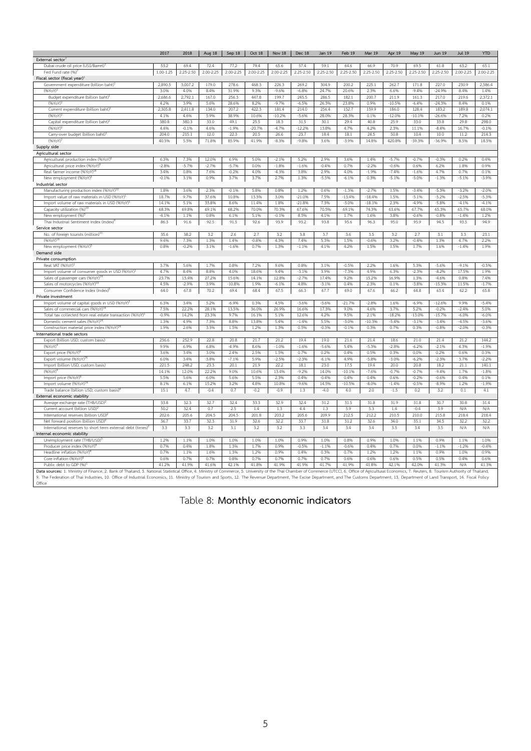| | 2017 | 2018 | Aug 18 | Sep 18 | Oct 18 | Nov 18 | Dec 18 | Jan 19 | Feb 19 | Mar 19 | Apr 19 | May 19 | Jun 19 | Jul 19 | YTD |
|---|---|---|---|---|---|---|---|---|---|---|---|---|---|---|---|
| External sector[7] | | | | | | | | | | | | | | | |
| Dubai crude oil price (US$/Barrel)[7] | 53.2 | 69.4 | 72.4 | 77.2 | 79.4 | 65.6 | 57.4 | 59.1 | 64.6 | 66.9 | 70.9 | 69.5 | 61.8 | 63.2 | 65.1 |
| Fed Fund rate (%)[7] | 1.00-1.25 | 2.25-2.50 | 2.00-2.25 | 2.00-2.25 | 2.00-2.25 | 2.00-2.25 | 2.25-2.50 | 2.25-2.50 | 2.25-2.50 | 2.25-2.50 | 2.25-2.50 | 2.25-2.50 | 2.25-2.50 | 2.00-2.25 | 2.00-2.25 |
| Fiscal sector (fiscal year)[1] | | | | | | | | | | | | | | | |
| Government expenditure (billion baht)[1] | 2,890.5 | 3,007.2 | 179.0 | 278.6 | 468.3 | 226.3 | 269.2 | 304.9 | 200.2 | 225.1 | 262.7 | 171.8 | 227.0 | 230.9 | 2,586.4 |
| (%YoY)[1] | 3.0% | 4.0% | 8.4% | 31.9% | 9.3% | -9.6% | -6.8% | 24.7% | 20.6% | 2.3% | 6.6% | -9.4% | -24.9% | 8.4% | 1.4% |
| Budget expenditure (billion baht)[1] | 2,686.6 | 2,792.1 | 167.0 | 256.3 | 447.8 | 199.7 | 245.5 | 286.5 | 182.1 | 200.7 | 211.9 | 161.3 | 217.0 | 219.6 | 2,372.1 |
| (%YoY)[1] | 4.2% | 3.9% | 5.6% | 28.6% | 8.2% | -9.7% | -6.5% | 26.3% | 23.8% | 0.9% | -10.5% | -6.4% | -24.3% | 8.4% | 0.1% |
| Current expenditure (billion baht)[1] | 2,305.8 | 2,411.8 | 134.0 | 207.2 | 422.3 | 181.4 | 214.0 | 256.4 | 152.7 | 159.9 | 186.0 | 128.4 | 183.2 | 189.8 | 2,074.1 |
| (%YoY)[1] | 4.1% | 4.6% | 5.9% | 38.9% | 10.6% | -10.2% | -5.6% | 28.0% | 28.3% | 0.1% | -12.0% | -10.1% | -26.6% | 7.2% | 0.2% |
| Capital expenditure (billion baht)[1] | 380.8 | 380.3 | 33.0 | 49.1 | 25.5 | 18.3 | 31.5 | 30.1 | 29.4 | 40.8 | 25.9 | 33.0 | 33.8 | 29.8 | 298.0 |
| (%YoY)[1] | 4.4% | -0.1% | 4.6% | -1.9% | -20.7% | -4.7% | -12.2% | 13.8% | 4.7% | 4.2% | 2.3% | 11.1% | -8.4% | 16.7% | -0.1% |
| Carry-over budget (billion baht)[1] | 204.0 | 215.1 | 12.0 | 22.3 | 20.5 | 26.6 | 23.7 | 18.4 | 18.1 | 24.5 | 50.8 | 10.4 | 10.0 | 11.2 | 214.3 |
| (%YoY)[1] | 40.5% | 5.5% | 71.8% | 85.9% | 41.9% | -8.3% | -9.8% | 3.6% | -3.9% | 14.8% | 420.8% | -39.3% | -36.9% | 8.5% | 18.5% |
| Supply side | | | | | | | | | | | | | | | |
| Agricultural sector | | | | | | | | | | | | | | | |
| Agricultural production index (%YoY)[6] | 6.3% | 7.3% | 12.0% | 6.9% | 5.0% | -2.1% | 5.2% | 2.9% | 3.6% | 1.4% | -5.7% | -0.7% | -0.3% | 0.2% | 0.4% |
| Agricultural price index (%YoY)[6] | -2.8% | -5.7% | -2.7% | -5.7% | 0.0% | -1.8% | -1.6% | -0.4% | 0.7% | -2.2% | -0.6% | 0.6% | 6.2% | 1.8% | 0.9% |
| Real farmer income (%YoY)[14] | 3.4% | 0.8% | 7.6% | -0.2% | 4.0% | -4.3% | 3.8% | 2.9% | 4.0% | -1.9% | -7.4% | -1.6% | 4.7% | 0.7% | 0.1% |
| New employment (%YoY)[3] | -0.1% | 3.1% | 0.9% | 3.7% | 3.7% | 2.7% | 1.3% | -5.5% | -6.1% | 0.3% | -5.1% | -5.0% | -1.3% | -5.1% | -3.9% |
| Industrial sector | | | | | | | | | | | | | | | |
| Manufacturing production index (%YoY)[10] | 1.8% | 3.6% | 2.3% | -0.1% | 5.8% | 0.8% | 1.2% | 0.6% | -1.3% | -2.7% | 1.5% | -3.4% | -5.3% | -3.2% | -2.0% |
| Import value of raw materials in USD (%YoY)[1] | 18.7% | 9.7% | 37.6% | 10.8% | 13.5% | 3.0% | -21.0% | 7.5% | -13.4% | -18.4% | 1.5% | -5.1% | -5.2% | -2.5% | -5.3% |
| Import volume of raw materials in USD (%YoY)[1] | 14.1% | 5.1% | 33.8% | 8.6% | 11.4% | 1.8% | -21.8% | 7.3% | -3.0% | -18.1% | 2.3% | -4.9% | -5.8% | -4.1% | -4.1% |
| Capacity utilization (%)[10] | 68.3% | 69.8% | 69.1% | 68.2% | 70.0% | 70.3% | 67.6% | 70.5% | 69.1% | 74.3% | 63.6% | 67.7% | 65.3% | 65.7% | 68.0% |
| New employment (%)[3] | -4.1% | 1.1% | 0.8% | 6.1% | 5.1% | -0.1% | 8.5% | 4.1% | 1.7% | 1.6% | 3.8% | -0.6% | -0.8% | -1.4% | 1.2% |
| Thai Industrial Sentiment Index (Index)[9] | 86.3 | 91.6 | 92.5 | 91.5 | 92.6 | 93.9 | 93.2 | 93.8 | 95.6 | 96.3 | 95.0 | 95.9 | 94.5 | 93.5 | 94.9 |
| Service sector | | | | | | | | | | | | | | | |
| No. of foreign tourists (million)[11] | 35.6 | 38.2 | 3.2 | 2.6 | 2.7 | 3.2 | 3.8 | 3.7 | 3.6 | 3.5 | 3.2 | 2.7 | 3.1 | 3.3 | 23.1 |
| (%YoY)[14] | 9.4% | 7.3% | 1.3% | 1.4% | -0.8% | 4.3% | 7.4% | 5.3% | 1.5% | -0.6% | 3.2% | -0.4% | 1.3% | 4.7% | 2.2% |
| New employment (%YoY)[3] | 0.8% | -0.2% | 3.1% | -1.6% | 0.7% | 1.3% | -1.1% | 4.1% | 4.2% | 1.5% | 1.5% | 1.7% | 1.6% | -1.4% | 1.9% |
| Demand side | | | | | | | | | | | | | | | |
| Private consumption | | | | | | | | | | | | | | | |
| Real VAT (%YoY)[1] | 3.7% | 5.6% | 1.7% | 0.8% | 7.2% | 9.6% | 0.8% | 3.1% | -0.5% | 2.2% | 1.6% | 5.3% | -5.6% | -9.1% | -0.5% |
| Import volume of consumer goods in USD (%YoY)[1] | 4.7% | 8.4% | 8.8% | 4.0% | 18.6% | 9.4% | -3.1% | 3.9% | -7.3% | 4.9% | 6.3% | -2.3% | -8.2% | 17.5% | 1.9% |
| Sales of passenger cars (%YoY)[14] | 23.7% | 15.4% | 27.2% | 15.6% | 14.1% | 12.8% | -2.7% | 17.4% | 9.2% | 15.2% | 16.9% | 1.3% | -4.6% | 0.8% | 7.4% |
| Sales of motorcycles (%YoY)[13] | 4.5% | -2.9% | 3.9% | -10.8% | 1.9% | -6.1% | 4.8% | -3.1% | 0.4% | 2.3% | 0.1% | -3.8% | -15.3% | 11.5% | -1.7% |
| Consumer Confidence Index (Index)[5] | 64.0 | 67.8 | 70.2 | 69.4 | 68.4 | 67.5 | 66.3 | 67.7 | 69.0 | 67.6 | 66.2 | 64.8 | 63.4 | 62.2 | 65.8 |
| Private investment | | | | | | | | | | | | | | | |
| Import volume of capital goods in USD (%YoY)[1] | 6.3% | 3.4% | 5.2% | -6.9% | 0.3% | 4.5% | -3.6% | -3.6% | -21.7% | -2.8% | 1.6% | -6.9% | -12.6% | 9.9% | -5.4% |
| Sales of commercial cars (%YoY)[14] | 7.5% | 22.2% | 28.1% | 13.5% | 36.0% | 26.9% | 16.6% | 17.3% | 9.0% | 4.6% | 3.7% | 5.2% | -0.2% | -2.4% | 5.0% |
| Total tax collected from real estate transaction (%YoY)[1] | -0.9% | 14.2% | 23.3% | 9.7% | 16.1% | 5.1% | 12.6% | 4.2% | 9.5% | 2.1% | -18.2% | -13.0% | -15.7% | -6.0% | -6.0% |
| Domestic cement sales (%YoY)[14] | 1.3% | 4.9% | 7.3% | 8.8% | 13.8% | 5.4% | -1.4% | 5.5% | -3.0% | -10.3% | -5.4% | -3.1% | -3.4% | -4.5% | -3.6% |
| Construction material price index (%YoY)[14] | 1.9% | 2.6% | 3.3% | 1.5% | 1.2% | 1.3% | 0.5% | -0.3% | -0.1% | 0.3% | 0.7% | 0.3% | -0.8% | -2.0% | -0.3% |
| International trade sectors | | | | | | | | | | | | | | | |
| Export (billion USD; custom basis) | 236.6 | 252.9 | 22.8 | 20.8 | 21.7 | 21.2 | 19.4 | 19.0 | 21.6 | 21.4 | 18.6 | 21.0 | 21.4 | 21.2 | 144.2 |
| (%YoY)[4] | 9.9% | 6.9% | 6.8% | -4.9% | 8.6% | -1.0% | -1.6% | -5.6% | 5.4% | -5.3% | -2.8% | -6.2% | -2.1% | 4.3% | -1.9% |
| Export price (%YoY)[4] | 3.6% | 3.4% | 3.0% | 2.4% | 2.5% | 1.5% | 0.7% | 0.2% | 0.4% | 0.5% | 0.3% | 0.0% | 0.2% | 0.6% | 0.3% |
| Export volume (%YoY)[14] | 6.0% | 3.4% | 3.8% | -7.1% | 5.9% | -2.5% | -2.3% | -6.1% | 4.9% | -5.8% | -3.0% | -6.2% | -2.3% | 3.7% | -2.2% |
| Import (billion USD; custom basis) | 221.5 | 248.2 | 23.3 | 20.1 | 22.2 | 18.1 | 23.0 | 17.5 | 19.4 | 20.0 | 20.8 | 18.2 | 21.1 | | 140.1 |
| (%YoY)[4] | 14.1% | 12.0% | 22.2% | 9.0% | 10.6% | 13.4% | -9.2% | 14.0% | -10.1% | -7.6% | -0.7% | -0.7% | -9.4% | 1.7% | -1.8% |
| Import price (%YoY)[4] | 5.5% | 5.6% | 6.0% | 5.6% | 5.5% | 2.3% | 0.4% | -0.4% | 0.4% | 0.4% | 0.6% | -0.2% | -0.6% | 0.4% | 0.1% |
| Import volume (%YoY)[14] | 8.1% | 6.1% | 15.2% | 3.2% | 4.8% | 10.8% | -9.6% | 14.5% | -10.5% | -8.0% | -1.4% | -0.5% | -8.9% | 1.2% | -1.9% |
| Trade balance (billion USD; custom basis)[4] | 15.1 | 4.7 | -0.4 | 0.7 | -0.2 | -0.9 | 1.3 | -4.0 | 4.0 | 2.0 | -1.5 | 0.2 | 3.2 | 0.1 | 4.1 |
| External economic stability | | | | | | | | | | | | | | | |
| Average exchange rate (THB/USD)[2] | 33.8 | 32.3 | 32.7 | 32.4 | 33.3 | 32.9 | 32.4 | 31.2 | 31.5 | 31.8 | 31.9 | 31.8 | 30.7 | 30.8 | 31.4 |
| Current account (billion USD)[2] | 50.2 | 32.4 | 0.7 | 2.5 | 1.4 | 1.3 | 4.4 | 1.3 | 5.9 | 5.3 | 1.4 | -0.4 | 3.9 | N/A | N/A |
| International reserves (billion USD)[2] | 202.6 | 205.6 | 204.5 | 204.5 | 201.8 | 203.2 | 205.6 | 209.9 | 212.5 | 212.2 | 210.5 | 210.0 | 215.8 | 218.4 | 218.4 |
| Net forward position (billion USD)[2] | 36.7 | 33.7 | 32.3 | 31.9 | 32.6 | 32.2 | 33.7 | 31.8 | 31.2 | 32.6 | 34.0 | 35.1 | 34.5 | 32.2 | 32.2 |
| International reserves to short term external debt (times)[2] | 3.3 | 3.3 | 3.2 | 3.1 | 3.2 | 3.2 | 3.3 | 3.4 | 3.4 | 3.4 | 3.5 | 3.4 | 3.5 | N/A | N/A |
| Internal economic stability | | | | | | | | | | | | | | | |
| Unemployment rate (THB/USD)[3] | 1.2% | 1.1% | 1.0% | 1.0% | 1.0% | 1.0% | 0.9% | 1.0% | 0.8% | 0.9% | 1.0% | 1.1% | 0.9% | 1.1% | 1.0% |
| Producer price index (%YoY)[4] | 0.7% | 0.4% | 1.8% | 1.3% | 1.7% | 0.9% | -0.5% | -1.1% | -0.6% | 0.4% | 0.7% | 0.0% | -1.1% | -1.2% | -0.4% |
| Headline inflation (%YoY)[4] | 0.7% | 1.1% | 1.6% | 1.3% | 1.2% | 0.9% | 0.4% | 0.3% | 0.7% | 1.2% | 1.2% | 1.1% | 0.9% | 1.0% | 0.9% |
| Core inflation (%YoY)[4] | 0.6% | 0.7% | 0.7% | 0.8% | 0.7% | 0.7% | 0.7% | 0.7% | 0.6% | 0.6% | 0.6% | 0.5% | 0.5% | 0.4% | 0.6% |
| Public debt to GDP (%)[1] | 41.2% | 41.9% | 41.6% | 42.1% | 41.8% | 41.9% | 41.9% | 41.7% | 41.9% | 41.8% | 42.1% | 42.0% | 41.3% | N/A | 41.3% |

**Data sources:** 1. Ministry of Finance, 2. Bank of Thailand, 3. National Statistical Office, 4. Ministry of Commerce, 5. University of the Thai Chamber of Commerce (UTCC), 6. Office of Agricultural Economics, 7. Reuters, 8. Tourism Authority of Thailand, 9. The Federation of Thai Industries, 10. Office of Industrial Economics, 11. Ministry of Tourism and Sports, 12. The Revenue Department, The Excise Department, and The Customs Department, 13. Department of Land Transport, 14. Fiscal Policy Office

Table 8: **Monthly economic indicators**